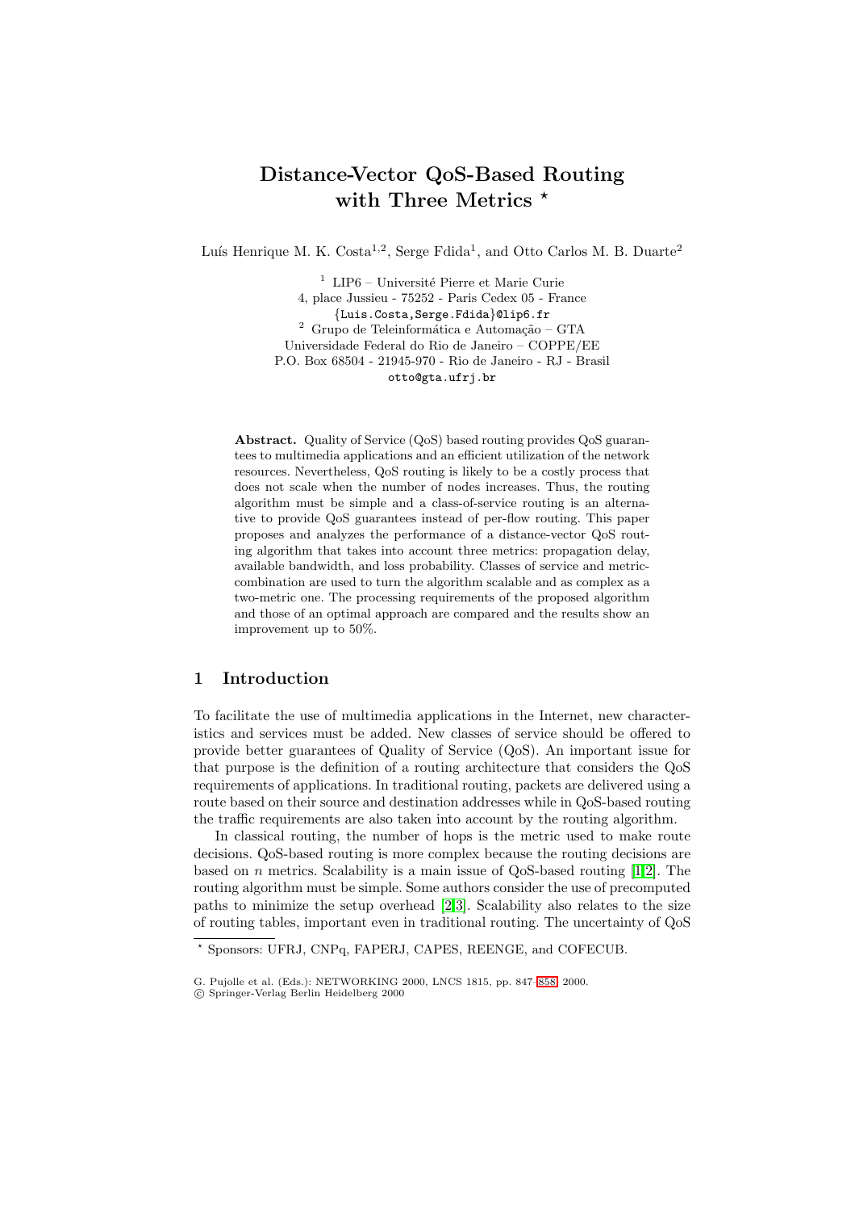# Distance-Vector QoS-Based Routing with Three Metrics *

Luís Henrique M. K. Costa[1,2], Serge Fdida[1], and Otto Carlos M. B. Duarte[2]

[1] LIP6 – Université Pierre et Marie Curie
4, place Jussieu - 75252 - Paris Cedex 05 - France
{Luis.Costa,Serge.Fdida}@lip6.fr

[2] Grupo de Teleinformática e Automação – GTA
Universidade Federal do Rio de Janeiro – COPPE/EE
P.O. Box 68504 - 21945-970 - Rio de Janeiro - RJ - Brasil
otto@gta.ufrj.br

**Abstract.** Quality of Service (QoS) based routing provides QoS guarantees to multimedia applications and an efficient utilization of the network resources. Nevertheless, QoS routing is likely to be a costly process that does not scale when the number of nodes increases. Thus, the routing algorithm must be simple and a class-of-service routing is an alternative to provide QoS guarantees instead of per-flow routing. This paper proposes and analyzes the performance of a distance-vector QoS routing algorithm that takes into account three metrics: propagation delay, available bandwidth, and loss probability. Classes of service and metric-combination are used to turn the algorithm scalable and as complex as a two-metric one. The processing requirements of the proposed algorithm and those of an optimal approach are compared and the results show an improvement up to 50%.

## 1 Introduction

To facilitate the use of multimedia applications in the Internet, new characteristics and services must be added. New classes of service should be offered to provide better guarantees of Quality of Service (QoS). An important issue for that purpose is the definition of a routing architecture that considers the QoS requirements of applications. In traditional routing, packets are delivered using a route based on their source and destination addresses while in QoS-based routing the traffic requirements are also taken into account by the routing algorithm.

In classical routing, the number of hops is the metric used to make route decisions. QoS-based routing is more complex because the routing decisions are based on $n$ metrics. Scalability is a main issue of QoS-based routing [1,2]. The routing algorithm must be simple. Some authors consider the use of precomputed paths to minimize the setup overhead [2,3]. Scalability also relates to the size of routing tables, important even in traditional routing. The uncertainty of QoS

* Sponsors: UFRJ, CNPq, FAPERJ, CAPES, REENGE, and COFECUB.

G. Pujolle et al. (Eds.): NETWORKING 2000, LNCS 1815, pp. 847–858, 2000.
© Springer-Verlag Berlin Heidelberg 2000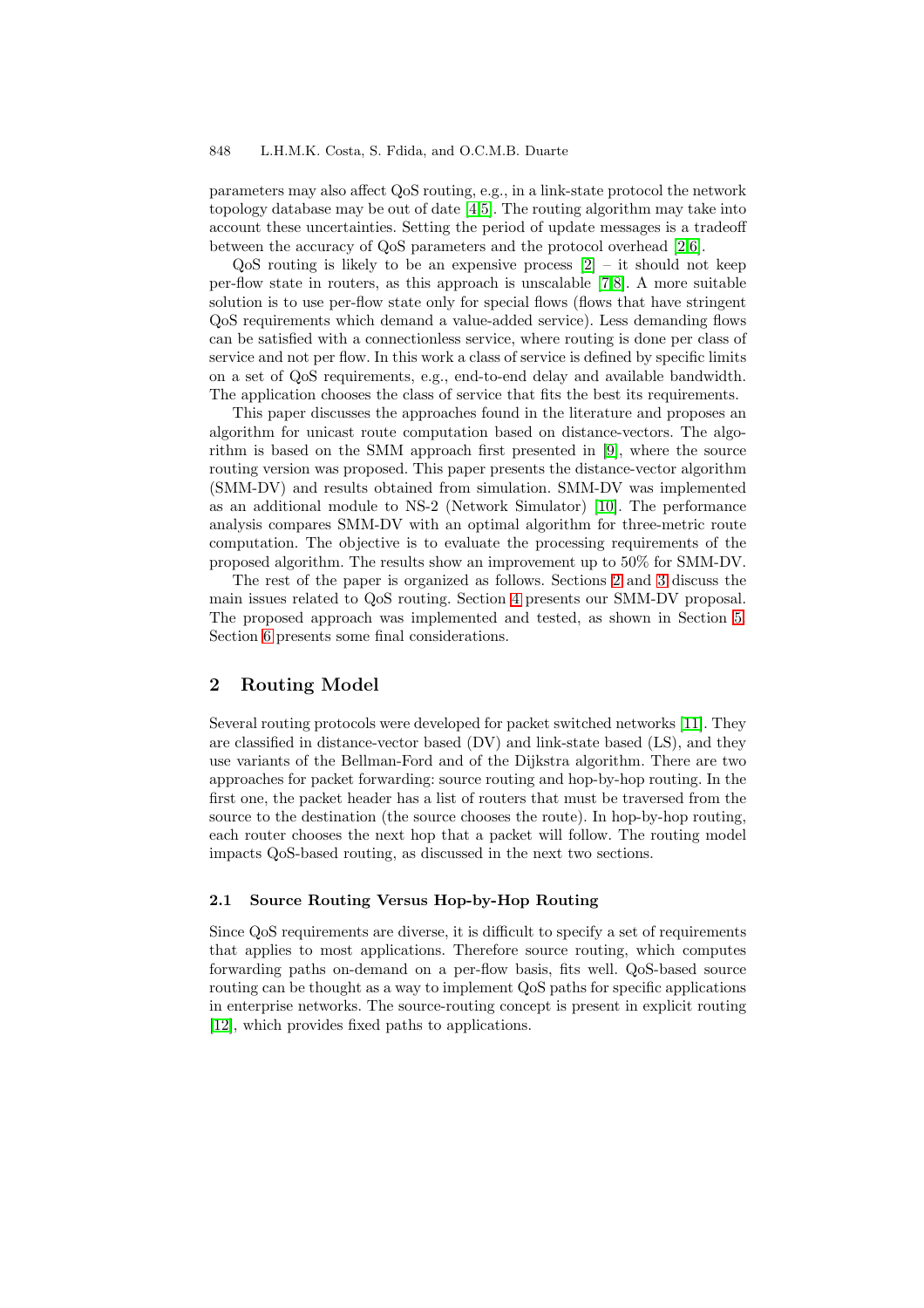parameters may also affect QoS routing, e.g., in a link-state protocol the network topology database may be out of date [4,5]. The routing algorithm may take into account these uncertainties. Setting the period of update messages is a tradeoff between the accuracy of QoS parameters and the protocol overhead [2,6].

QoS routing is likely to be an expensive process [2] – it should not keep per-flow state in routers, as this approach is unscalable [7,8]. A more suitable solution is to use per-flow state only for special flows (flows that have stringent QoS requirements which demand a value-added service). Less demanding flows can be satisfied with a connectionless service, where routing is done per class of service and not per flow. In this work a class of service is defined by specific limits on a set of QoS requirements, e.g., end-to-end delay and available bandwidth. The application chooses the class of service that fits the best its requirements.

This paper discusses the approaches found in the literature and proposes an algorithm for unicast route computation based on distance-vectors. The algorithm is based on the SMM approach first presented in [9], where the source routing version was proposed. This paper presents the distance-vector algorithm (SMM-DV) and results obtained from simulation. SMM-DV was implemented as an additional module to NS-2 (Network Simulator) [10]. The performance analysis compares SMM-DV with an optimal algorithm for three-metric route computation. The objective is to evaluate the processing requirements of the proposed algorithm. The results show an improvement up to 50% for SMM-DV.

The rest of the paper is organized as follows. Sections 2 and 3 discuss the main issues related to QoS routing. Section 4 presents our SMM-DV proposal. The proposed approach was implemented and tested, as shown in Section 5. Section 6 presents some final considerations.

## 2 Routing Model

Several routing protocols were developed for packet switched networks [11]. They are classified in distance-vector based (DV) and link-state based (LS), and they use variants of the Bellman-Ford and of the Dijkstra algorithm. There are two approaches for packet forwarding: source routing and hop-by-hop routing. In the first one, the packet header has a list of routers that must be traversed from the source to the destination (the source chooses the route). In hop-by-hop routing, each router chooses the next hop that a packet will follow. The routing model impacts QoS-based routing, as discussed in the next two sections.

### 2.1 Source Routing Versus Hop-by-Hop Routing

Since QoS requirements are diverse, it is difficult to specify a set of requirements that applies to most applications. Therefore source routing, which computes forwarding paths on-demand on a per-flow basis, fits well. QoS-based source routing can be thought as a way to implement QoS paths for specific applications in enterprise networks. The source-routing concept is present in explicit routing [12], which provides fixed paths to applications.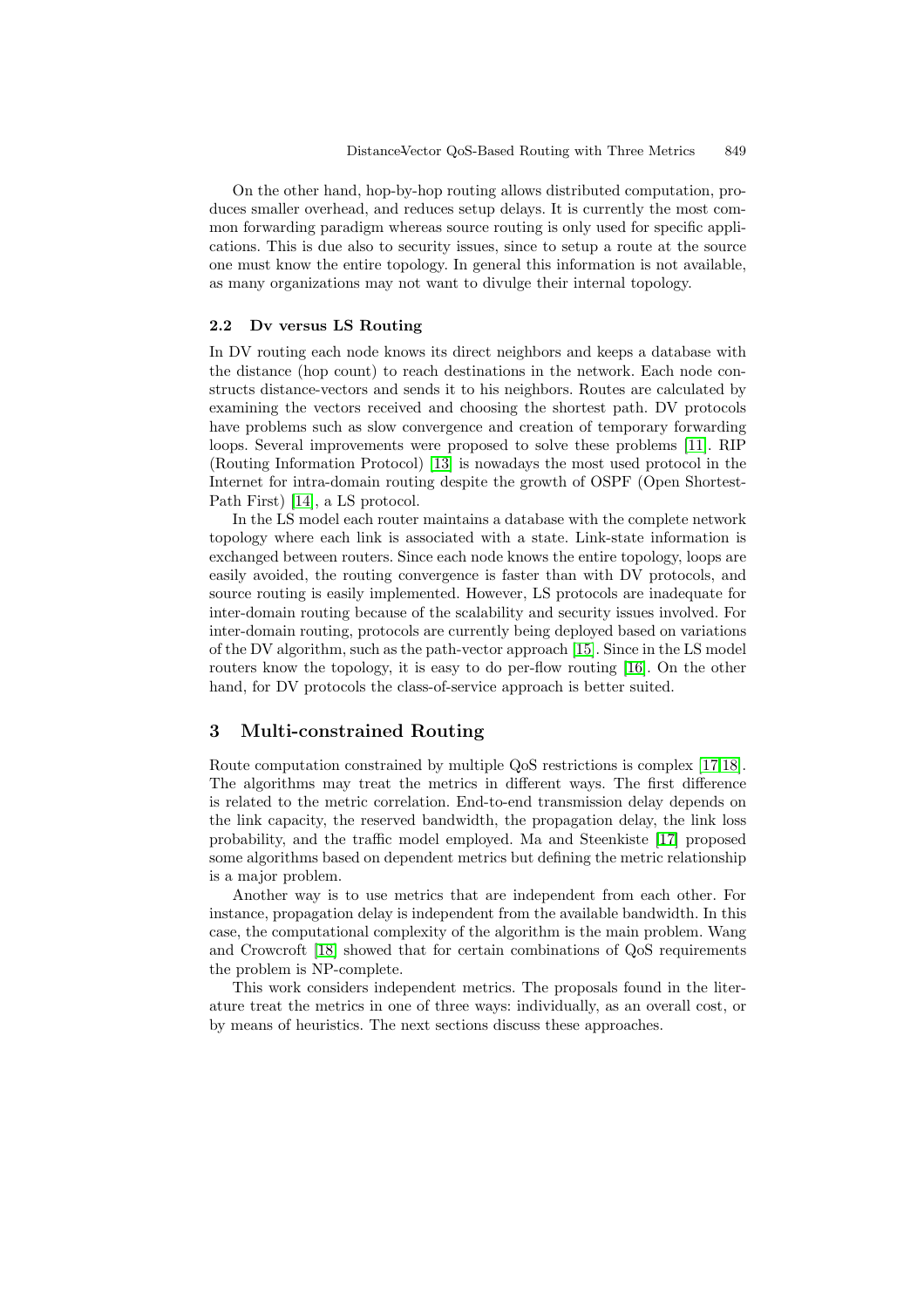On the other hand, hop-by-hop routing allows distributed computation, produces smaller overhead, and reduces setup delays. It is currently the most common forwarding paradigm whereas source routing is only used for specific applications. This is due also to security issues, since to setup a route at the source one must know the entire topology. In general this information is not available, as many organizations may not want to divulge their internal topology.

### 2.2 Dv versus LS Routing

In DV routing each node knows its direct neighbors and keeps a database with the distance (hop count) to reach destinations in the network. Each node constructs distance-vectors and sends it to his neighbors. Routes are calculated by examining the vectors received and choosing the shortest path. DV protocols have problems such as slow convergence and creation of temporary forwarding loops. Several improvements were proposed to solve these problems [11]. RIP (Routing Information Protocol) [13] is nowadays the most used protocol in the Internet for intra-domain routing despite the growth of OSPF (Open Shortest-Path First) [14], a LS protocol.

In the LS model each router maintains a database with the complete network topology where each link is associated with a state. Link-state information is exchanged between routers. Since each node knows the entire topology, loops are easily avoided, the routing convergence is faster than with DV protocols, and source routing is easily implemented. However, LS protocols are inadequate for inter-domain routing because of the scalability and security issues involved. For inter-domain routing, protocols are currently being deployed based on variations of the DV algorithm, such as the path-vector approach [15]. Since in the LS model routers know the topology, it is easy to do per-flow routing [16]. On the other hand, for DV protocols the class-of-service approach is better suited.

## 3 Multi-constrained Routing

Route computation constrained by multiple QoS restrictions is complex [17,18]. The algorithms may treat the metrics in different ways. The first difference is related to the metric correlation. End-to-end transmission delay depends on the link capacity, the reserved bandwidth, the propagation delay, the link loss probability, and the traffic model employed. Ma and Steenkiste [17] proposed some algorithms based on dependent metrics but defining the metric relationship is a major problem.

Another way is to use metrics that are independent from each other. For instance, propagation delay is independent from the available bandwidth. In this case, the computational complexity of the algorithm is the main problem. Wang and Crowcroft [18] showed that for certain combinations of QoS requirements the problem is NP-complete.

This work considers independent metrics. The proposals found in the literature treat the metrics in one of three ways: individually, as an overall cost, or by means of heuristics. The next sections discuss these approaches.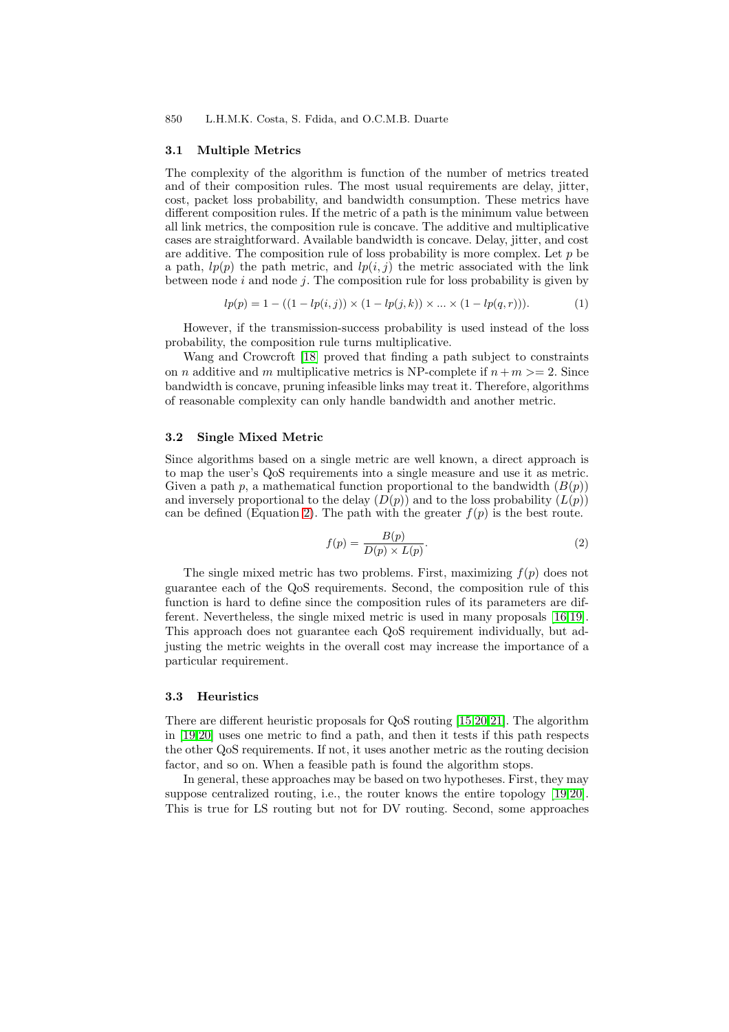### 3.1 Multiple Metrics

The complexity of the algorithm is function of the number of metrics treated and of their composition rules. The most usual requirements are delay, jitter, cost, packet loss probability, and bandwidth consumption. These metrics have different composition rules. If the metric of a path is the minimum value between all link metrics, the composition rule is concave. The additive and multiplicative cases are straightforward. Available bandwidth is concave. Delay, jitter, and cost are additive. The composition rule of loss probability is more complex. Let $p$ be a path, $lp(p)$ the path metric, and $lp(i, j)$ the metric associated with the link between node $i$ and node $j$. The composition rule for loss probability is given by

$$lp(p) = 1 - ((1 - lp(i, j)) \times (1 - lp(j, k)) \times ... \times (1 - lp(q, r))). \tag{1}$$

However, if the transmission-success probability is used instead of the loss probability, the composition rule turns multiplicative.

Wang and Crowcroft [18] proved that finding a path subject to constraints on $n$ additive and $m$ multiplicative metrics is NP-complete if $n + m >= 2$. Since bandwidth is concave, pruning infeasible links may treat it. Therefore, algorithms of reasonable complexity can only handle bandwidth and another metric.

### 3.2 Single Mixed Metric

Since algorithms based on a single metric are well known, a direct approach is to map the user's QoS requirements into a single measure and use it as metric. Given a path $p$, a mathematical function proportional to the bandwidth ($B(p)$) and inversely proportional to the delay ($D(p)$) and to the loss probability ($L(p)$) can be defined (Equation 2). The path with the greater $f(p)$ is the best route.

$$f(p) = \frac{B(p)}{D(p) \times L(p)}. \tag{2}$$

The single mixed metric has two problems. First, maximizing $f(p)$ does not guarantee each of the QoS requirements. Second, the composition rule of this function is hard to define since the composition rules of its parameters are different. Nevertheless, the single mixed metric is used in many proposals [16,19]. This approach does not guarantee each QoS requirement individually, but adjusting the metric weights in the overall cost may increase the importance of a particular requirement.

### 3.3 Heuristics

There are different heuristic proposals for QoS routing [15,20,21]. The algorithm in [19,20] uses one metric to find a path, and then it tests if this path respects the other QoS requirements. If not, it uses another metric as the routing decision factor, and so on. When a feasible path is found the algorithm stops.

In general, these approaches may be based on two hypotheses. First, they may suppose centralized routing, i.e., the router knows the entire topology [19,20]. This is true for LS routing but not for DV routing. Second, some approaches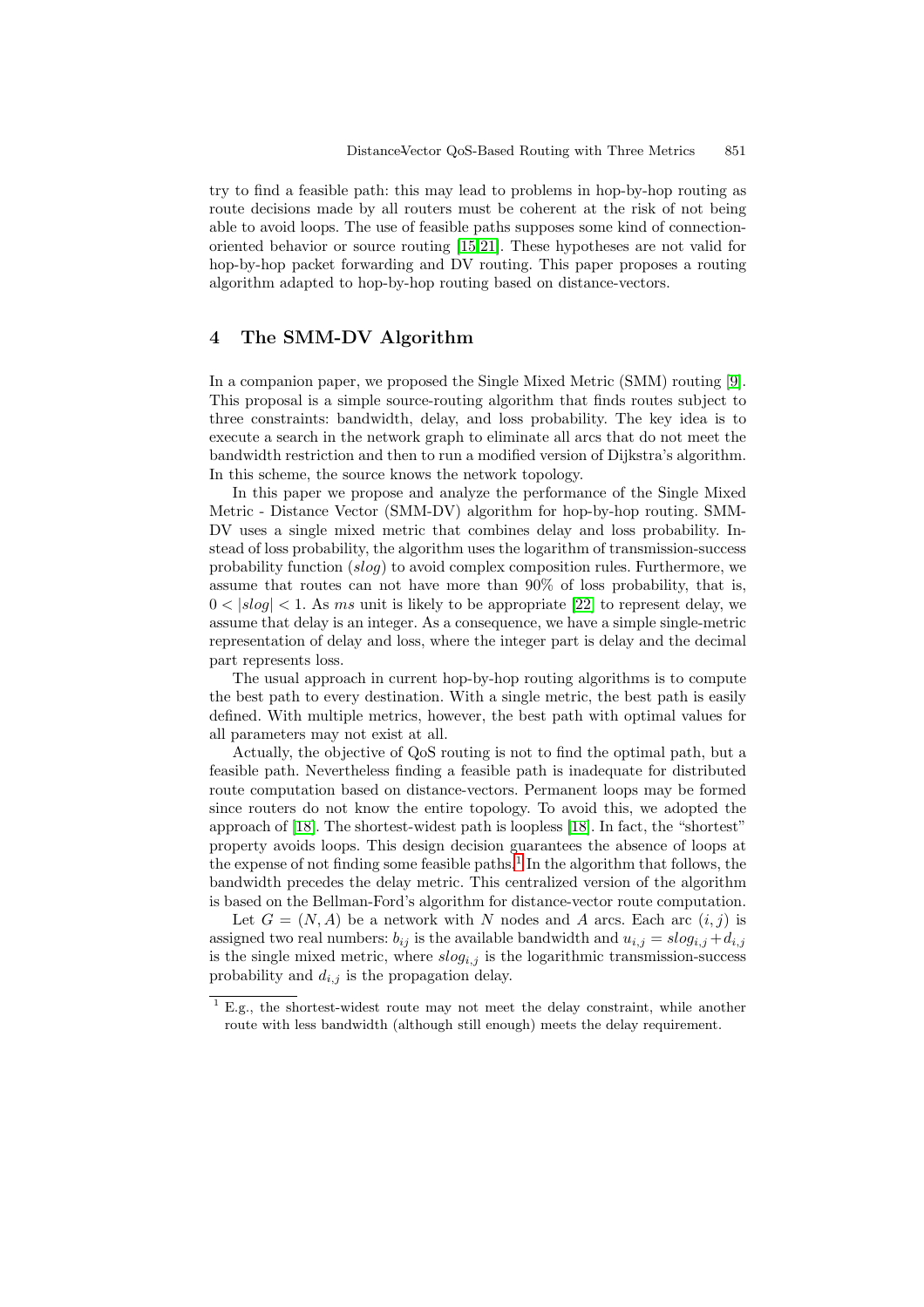try to find a feasible path: this may lead to problems in hop-by-hop routing as route decisions made by all routers must be coherent at the risk of not being able to avoid loops. The use of feasible paths supposes some kind of connection-oriented behavior or source routing [15,21]. These hypotheses are not valid for hop-by-hop packet forwarding and DV routing. This paper proposes a routing algorithm adapted to hop-by-hop routing based on distance-vectors.

## 4 The SMM-DV Algorithm

In a companion paper, we proposed the Single Mixed Metric (SMM) routing [9]. This proposal is a simple source-routing algorithm that finds routes subject to three constraints: bandwidth, delay, and loss probability. The key idea is to execute a search in the network graph to eliminate all arcs that do not meet the bandwidth restriction and then to run a modified version of Dijkstra's algorithm. In this scheme, the source knows the network topology.

In this paper we propose and analyze the performance of the Single Mixed Metric - Distance Vector (SMM-DV) algorithm for hop-by-hop routing. SMM-DV uses a single mixed metric that combines delay and loss probability. Instead of loss probability, the algorithm uses the logarithm of transmission-success probability function (*slog*) to avoid complex composition rules. Furthermore, we assume that routes can not have more than 90% of loss probability, that is, $0 < |slog| < 1$. As *ms* unit is likely to be appropriate [22] to represent delay, we assume that delay is an integer. As a consequence, we have a simple single-metric representation of delay and loss, where the integer part is delay and the decimal part represents loss.

The usual approach in current hop-by-hop routing algorithms is to compute the best path to every destination. With a single metric, the best path is easily defined. With multiple metrics, however, the best path with optimal values for all parameters may not exist at all.

Actually, the objective of QoS routing is not to find the optimal path, but a feasible path. Nevertheless finding a feasible path is inadequate for distributed route computation based on distance-vectors. Permanent loops may be formed since routers do not know the entire topology. To avoid this, we adopted the approach of [18]. The shortest-widest path is loopless [18]. In fact, the "shortest" property avoids loops. This design decision guarantees the absence of loops at the expense of not finding some feasible paths.[1] In the algorithm that follows, the bandwidth precedes the delay metric. This centralized version of the algorithm is based on the Bellman-Ford's algorithm for distance-vector route computation.

Let $G = (N, A)$ be a network with $N$ nodes and $A$ arcs. Each arc $(i, j)$ is assigned two real numbers: $b_{ij}$ is the available bandwidth and $u_{i,j} = slog_{i,j} + d_{i,j}$ is the single mixed metric, where $slog_{i,j}$ is the logarithmic transmission-success probability and $d_{i,j}$ is the propagation delay.

[1] E.g., the shortest-widest route may not meet the delay constraint, while another route with less bandwidth (although still enough) meets the delay requirement.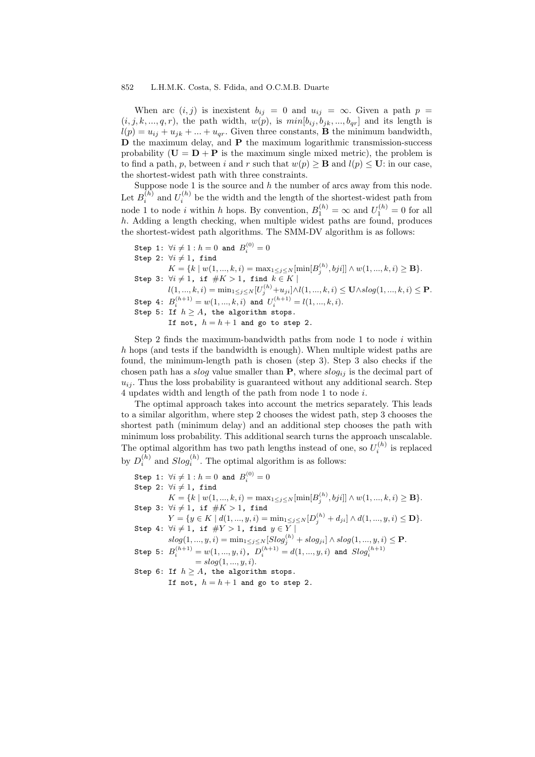When arc $(i,j)$ is inexistent $b_{ij} = 0$ and $u_{ij} = \infty$. Given a path $p = (i, j, k, ..., q, r)$, the path width, $w(p)$, is $min[b_{ij}, b_{jk}, ..., b_{qr}]$ and its length is $l(p) = u_{ij} + u_{jk} + ... + u_{qr}$. Given three constants, $\mathbf{B}$ the minimum bandwidth, $\mathbf{D}$ the maximum delay, and $\mathbf{P}$ the maximum logarithmic transmission-success probability ($\mathbf{U} = \mathbf{D} + \mathbf{P}$ is the maximum single mixed metric), the problem is to find a path, $p$, between $i$ and $r$ such that $w(p) \geq \mathbf{B}$ and $l(p) \leq \mathbf{U}$: in our case, the shortest-widest path with three constraints.

Suppose node 1 is the source and $h$ the number of arcs away from this node. Let $B_i^{(h)}$ and $U_i^{(h)}$ be the width and the length of the shortest-widest path from node 1 to node $i$ within $h$ hops. By convention, $B_1^{(h)} = \infty$ and $U_1^{(h)} = 0$ for all $h$. Adding a length checking, when multiple widest paths are found, produces the shortest-widest path algorithms. The SMM-DV algorithm is as follows:

Step 1: $\forall i \neq 1 : h = 0$ and $B_i^{(0)} = 0$
Step 2: $\forall i \neq 1$, find
$K = \{k \mid w(1, ..., k, i) = \max_{1 \leq j \leq N}[\min[B_j^{(h)}, bji]] \wedge w(1, ..., k, i) \geq \mathbf{B}\}$.
Step 3: $\forall i \neq 1$, if $\#K > 1$, find $k \in K \mid$
$l(1, ..., k, i) = \min_{1 \leq j \leq N}[U_j^{(h)} + u_{ji}] \wedge l(1, ..., k, i) \leq \mathbf{U} \wedge slog(1, ..., k, i) \leq \mathbf{P}$.
Step 4: $B_i^{(h+1)} = w(1, ..., k, i)$ and $U_i^{(h+1)} = l(1, ..., k, i)$.
Step 5: If $h \geq A$, the algorithm stops.
If not, $h = h + 1$ and go to step 2.

Step 2 finds the maximum-bandwidth paths from node 1 to node $i$ within $h$ hops (and tests if the bandwidth is enough). When multiple widest paths are found, the minimum-length path is chosen (step 3). Step 3 also checks if the chosen path has a *slog* value smaller than $\mathbf{P}$, where $slog_{ij}$ is the decimal part of $u_{ij}$. Thus the loss probability is guaranteed without any additional search. Step 4 updates width and length of the path from node 1 to node $i$.

The optimal approach takes into account the metrics separately. This leads to a similar algorithm, where step 2 chooses the widest path, step 3 chooses the shortest path (minimum delay) and an additional step chooses the path with minimum loss probability. This additional search turns the approach unscalable. The optimal algorithm has two path lengths instead of one, so $U_i^{(h)}$ is replaced by $D_i^{(h)}$ and $Slog_i^{(h)}$. The optimal algorithm is as follows:

Step 1: $\forall i \neq 1 : h = 0$ and $B_i^{(0)} = 0$
Step 2: $\forall i \neq 1$, find
$K = \{k \mid w(1, ..., k, i) = \max_{1 \leq j \leq N}[\min[B_j^{(h)}, bji]] \wedge w(1, ..., k, i) \geq \mathbf{B}\}$.
Step 3: $\forall i \neq 1$, if $\#K > 1$, find
$Y = \{y \in K \mid d(1, ..., y, i) = \min_{1 \leq j \leq N}[D_j^{(h)} + d_{ji}] \wedge d(1, ..., y, i) \leq \mathbf{D}\}$.
Step 4: $\forall i \neq 1$, if $\#Y > 1$, find $y \in Y \mid$
$slog(1, ..., y, i) = \min_{1 \leq j \leq N}[Slog_j^{(h)} + slog_{ji}] \wedge slog(1, ..., y, i) \leq \mathbf{P}$.
Step 5: $B_i^{(h+1)} = w(1, ..., y, i)$, $D_i^{(h+1)} = d(1, ..., y, i)$ and $Slog_i^{(h+1)} = slog(1, ..., y, i)$.
Step 6: If $h \geq A$, the algorithm stops.
If not, $h = h + 1$ and go to step 2.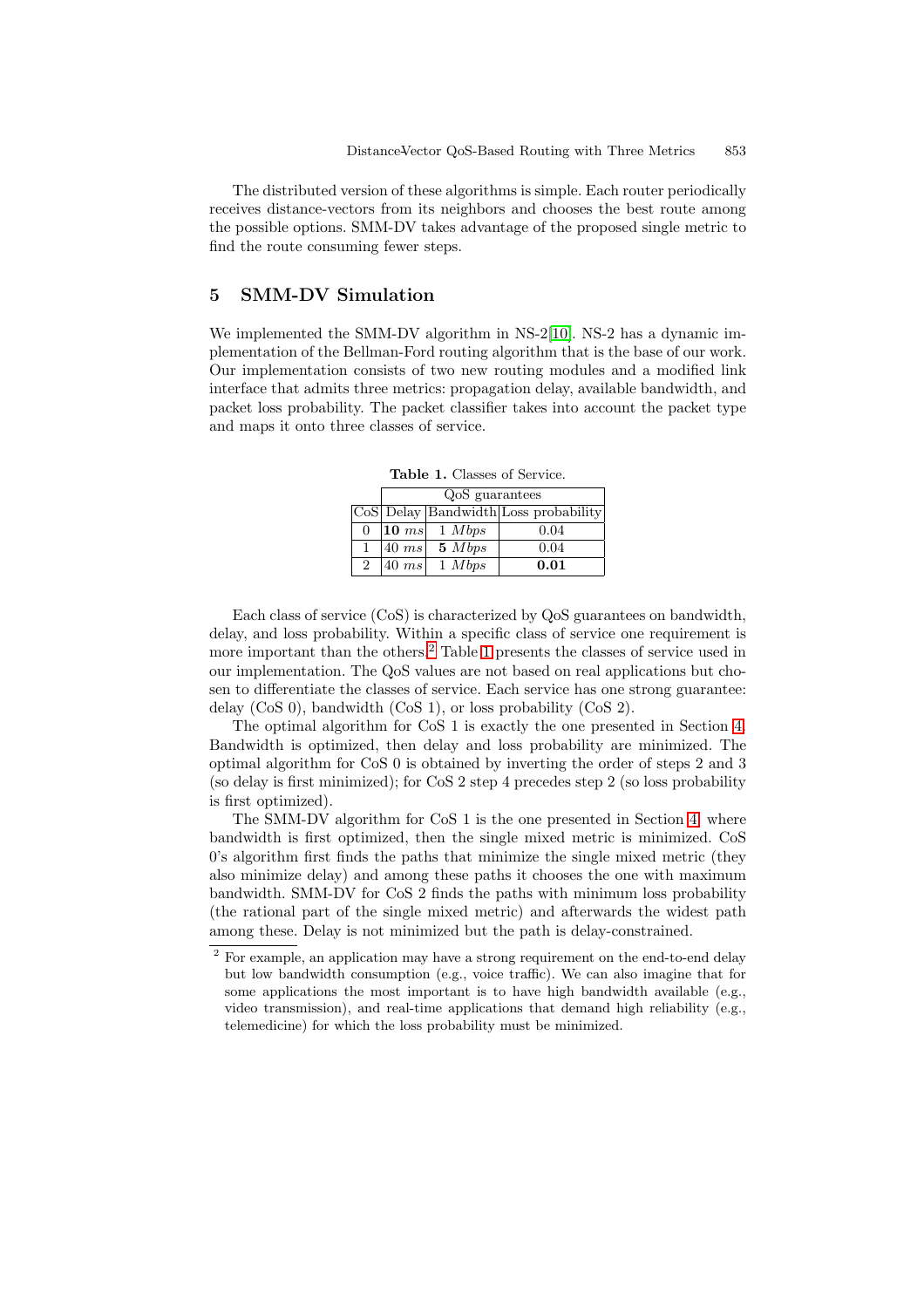The distributed version of these algorithms is simple. Each router periodically receives distance-vectors from its neighbors and chooses the best route among the possible options. SMM-DV takes advantage of the proposed single metric to find the route consuming fewer steps.

## 5 SMM-DV Simulation

We implemented the SMM-DV algorithm in NS-2[10]. NS-2 has a dynamic implementation of the Bellman-Ford routing algorithm that is the base of our work. Our implementation consists of two new routing modules and a modified link interface that admits three metrics: propagation delay, available bandwidth, and packet loss probability. The packet classifier takes into account the packet type and maps it onto three classes of service.

**Table 1.** Classes of Service.

| | QoS guarantees | | |
|---|---|---|---|
| CoS | Delay | Bandwidth | Loss probability |
| 0 | **10** *ms* | 1 *Mbps* | 0.04 |
| 1 | 40 *ms* | **5** *Mbps* | 0.04 |
| 2 | 40 *ms* | 1 *Mbps* | **0.01** |

Each class of service (CoS) is characterized by QoS guarantees on bandwidth, delay, and loss probability. Within a specific class of service one requirement is more important than the others.[2] Table 1 presents the classes of service used in our implementation. The QoS values are not based on real applications but chosen to differentiate the classes of service. Each service has one strong guarantee: delay (CoS 0), bandwidth (CoS 1), or loss probability (CoS 2).

The optimal algorithm for CoS 1 is exactly the one presented in Section 4. Bandwidth is optimized, then delay and loss probability are minimized. The optimal algorithm for CoS 0 is obtained by inverting the order of steps 2 and 3 (so delay is first minimized); for CoS 2 step 4 precedes step 2 (so loss probability is first optimized).

The SMM-DV algorithm for CoS 1 is the one presented in Section 4, where bandwidth is first optimized, then the single mixed metric is minimized. CoS 0's algorithm first finds the paths that minimize the single mixed metric (they also minimize delay) and among these paths it chooses the one with maximum bandwidth. SMM-DV for CoS 2 finds the paths with minimum loss probability (the rational part of the single mixed metric) and afterwards the widest path among these. Delay is not minimized but the path is delay-constrained.

[2] For example, an application may have a strong requirement on the end-to-end delay but low bandwidth consumption (e.g., voice traffic). We can also imagine that for some applications the most important is to have high bandwidth available (e.g., video transmission), and real-time applications that demand high reliability (e.g., telemedicine) for which the loss probability must be minimized.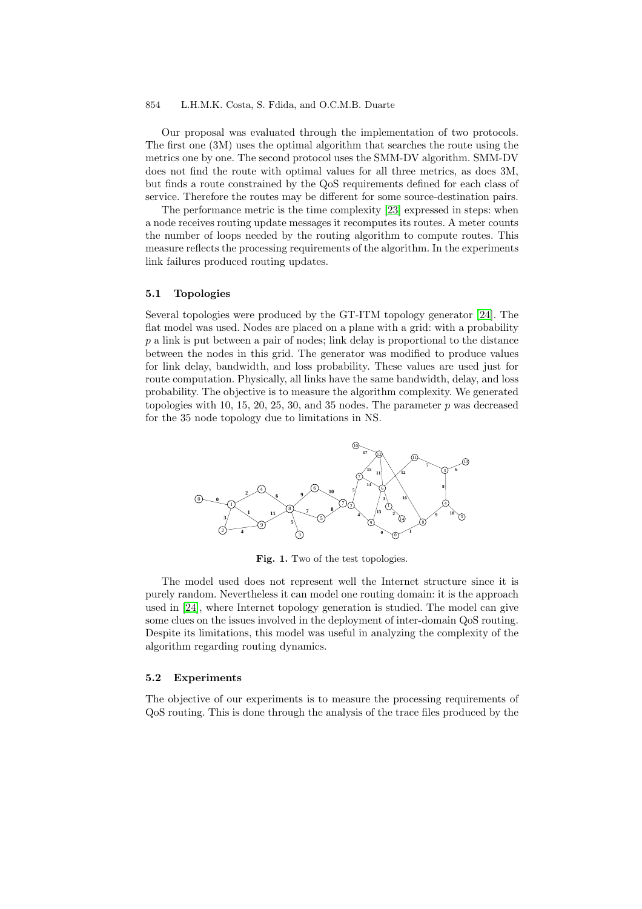Our proposal was evaluated through the implementation of two protocols. The first one (3M) uses the optimal algorithm that searches the route using the metrics one by one. The second protocol uses the SMM-DV algorithm. SMM-DV does not find the route with optimal values for all three metrics, as does 3M, but finds a route constrained by the QoS requirements defined for each class of service. Therefore the routes may be different for some source-destination pairs.

The performance metric is the time complexity [23] expressed in steps: when a node receives routing update messages it recomputes its routes. A meter counts the number of loops needed by the routing algorithm to compute routes. This measure reflects the processing requirements of the algorithm. In the experiments link failures produced routing updates.

### 5.1 Topologies

Several topologies were produced by the GT-ITM topology generator [24]. The flat model was used. Nodes are placed on a plane with a grid: with a probability $p$ a link is put between a pair of nodes; link delay is proportional to the distance between the nodes in this grid. The generator was modified to produce values for link delay, bandwidth, and loss probability. These values are used just for route computation. Physically, all links have the same bandwidth, delay, and loss probability. The objective is to measure the algorithm complexity. We generated topologies with 10, 15, 20, 25, 30, and 35 nodes. The parameter $p$ was decreased for the 35 node topology due to limitations in NS.

**Fig. 1.** Two of the test topologies.

The model used does not represent well the Internet structure since it is purely random. Nevertheless it can model one routing domain: it is the approach used in [24], where Internet topology generation is studied. The model can give some clues on the issues involved in the deployment of inter-domain QoS routing. Despite its limitations, this model was useful in analyzing the complexity of the algorithm regarding routing dynamics.

### 5.2 Experiments

The objective of our experiments is to measure the processing requirements of QoS routing. This is done through the analysis of the trace files produced by the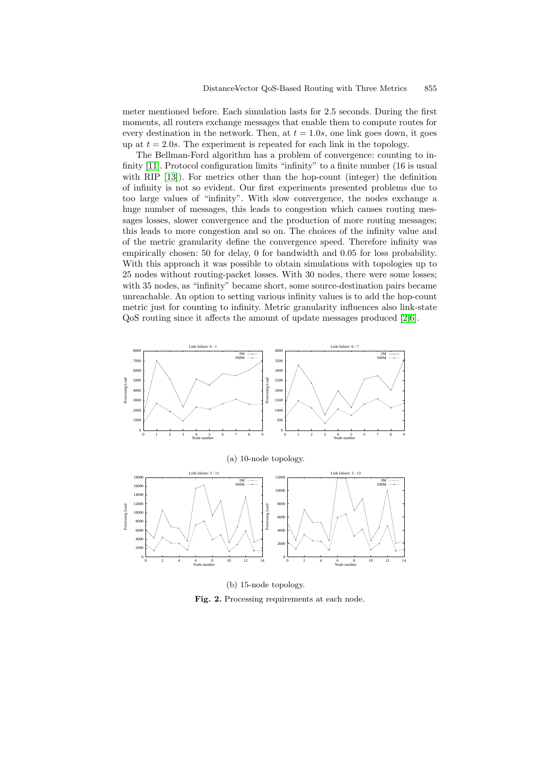meter mentioned before. Each simulation lasts for 2.5 seconds. During the first moments, all routers exchange messages that enable them to compute routes for every destination in the network. Then, at $t = 1.0s$, one link goes down, it goes up at $t = 2.0s$. The experiment is repeated for each link in the topology.

The Bellman-Ford algorithm has a problem of convergence: counting to infinity [11]. Protocol configuration limits "infinity" to a finite number (16 is usual with RIP [13]). For metrics other than the hop-count (integer) the definition of infinity is not so evident. Our first experiments presented problems due to too large values of "infinity". With slow convergence, the nodes exchange a huge number of messages, this leads to congestion which causes routing messages losses, slower convergence and the production of more routing messages; this leads to more congestion and so on. The choices of the infinity value and of the metric granularity define the convergence speed. Therefore infinity was empirically chosen: 50 for delay, 0 for bandwidth and 0.05 for loss probability. With this approach it was possible to obtain simulations with topologies up to 25 nodes without routing-packet losses. With 30 nodes, there were some losses; with 35 nodes, as "infinity" became short, some source-destination pairs became unreachable. An option to setting various infinity values is to add the hop-count metric just for counting to infinity. Metric granularity influences also link-state QoS routing since it affects the amount of update messages produced [2,6].

(a) 10-node topology.

(b) 15-node topology.

**Fig. 2.** Processing requirements at each node.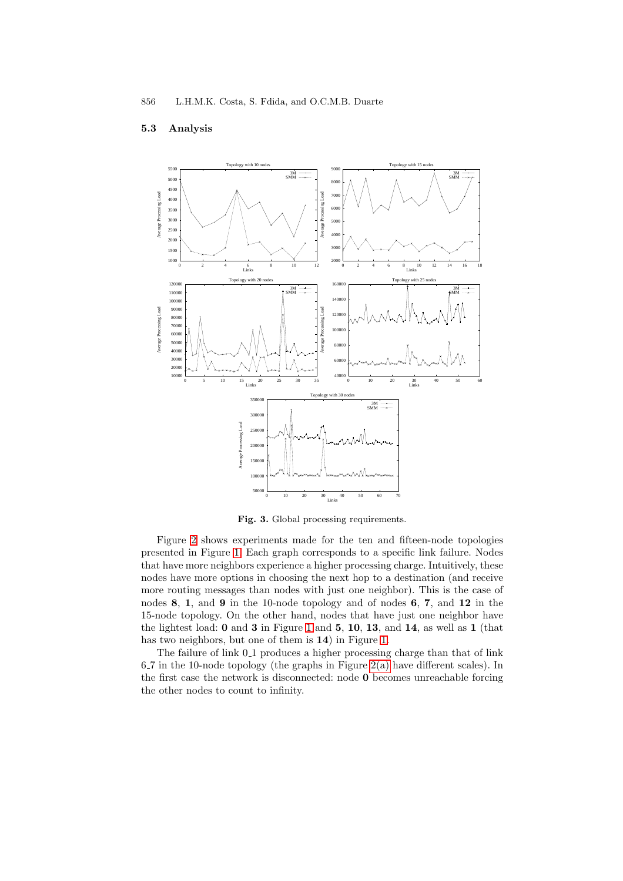### 5.3 Analysis

**Fig. 3.** Global processing requirements.

Figure 2 shows experiments made for the ten and fifteen-node topologies presented in Figure 1. Each graph corresponds to a specific link failure. Nodes that have more neighbors experience a higher processing charge. Intuitively, these nodes have more options in choosing the next hop to a destination (and receive more routing messages than nodes with just one neighbor). This is the case of nodes **8**, **1**, and **9** in the 10-node topology and of nodes **6**, **7**, and **12** in the 15-node topology. On the other hand, nodes that have just one neighbor have the lightest load: **0** and **3** in Figure 1 and **5**, **10**, **13**, and **14**, as well as **1** (that has two neighbors, but one of them is **14**) in Figure 1.

The failure of link 0_1 produces a higher processing charge than that of link 6_7 in the 10-node topology (the graphs in Figure 2(a) have different scales). In the first case the network is disconnected: node **0** becomes unreachable forcing the other nodes to count to infinity.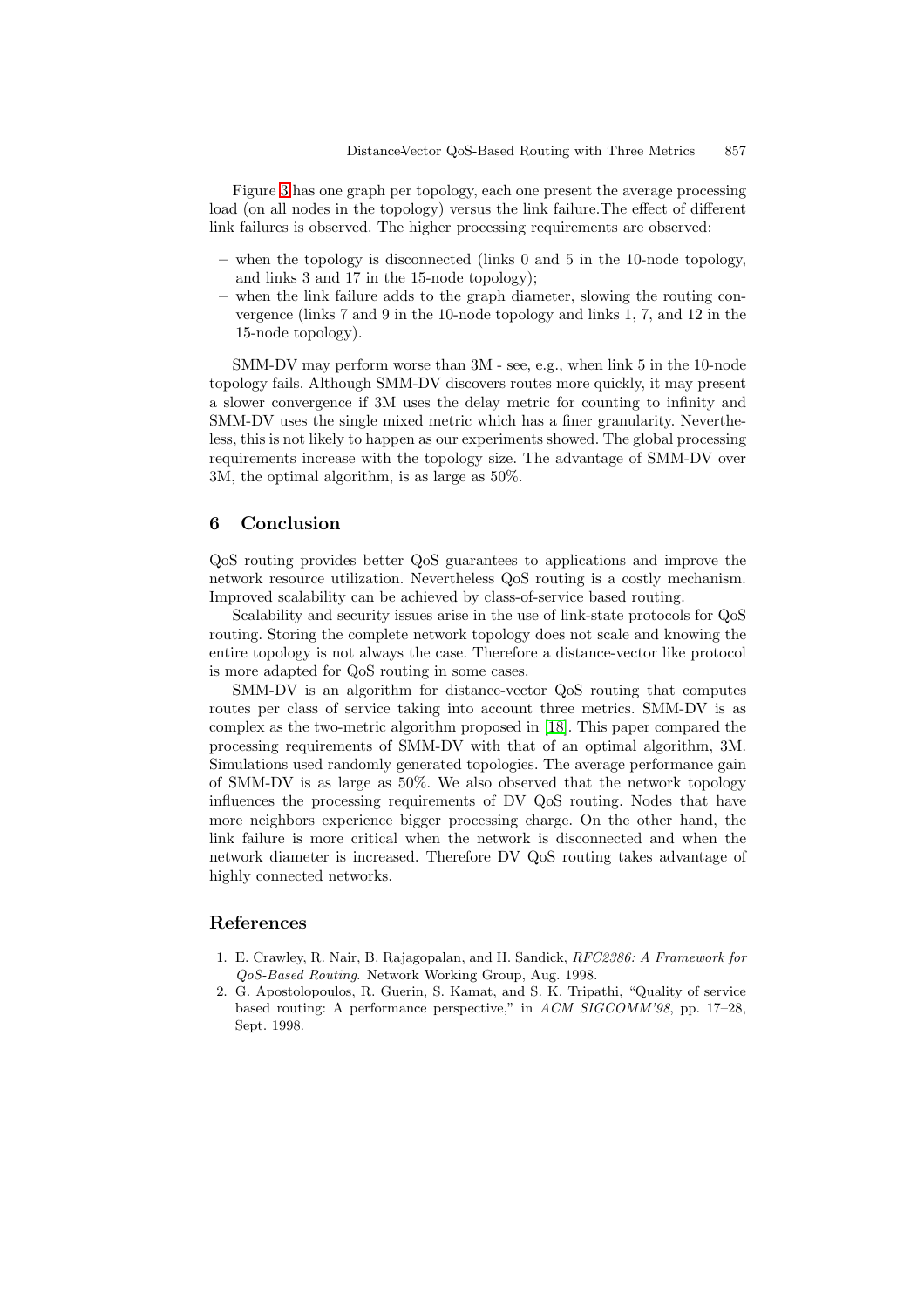Figure 3 has one graph per topology, each one present the average processing load (on all nodes in the topology) versus the link failure.The effect of different link failures is observed. The higher processing requirements are observed:

- when the topology is disconnected (links 0 and 5 in the 10-node topology, and links 3 and 17 in the 15-node topology);
- when the link failure adds to the graph diameter, slowing the routing convergence (links 7 and 9 in the 10-node topology and links 1, 7, and 12 in the 15-node topology).

SMM-DV may perform worse than 3M - see, e.g., when link 5 in the 10-node topology fails. Although SMM-DV discovers routes more quickly, it may present a slower convergence if 3M uses the delay metric for counting to infinity and SMM-DV uses the single mixed metric which has a finer granularity. Nevertheless, this is not likely to happen as our experiments showed. The global processing requirements increase with the topology size. The advantage of SMM-DV over 3M, the optimal algorithm, is as large as 50%.

## 6 Conclusion

QoS routing provides better QoS guarantees to applications and improve the network resource utilization. Nevertheless QoS routing is a costly mechanism. Improved scalability can be achieved by class-of-service based routing.

Scalability and security issues arise in the use of link-state protocols for QoS routing. Storing the complete network topology does not scale and knowing the entire topology is not always the case. Therefore a distance-vector like protocol is more adapted for QoS routing in some cases.

SMM-DV is an algorithm for distance-vector QoS routing that computes routes per class of service taking into account three metrics. SMM-DV is as complex as the two-metric algorithm proposed in [18]. This paper compared the processing requirements of SMM-DV with that of an optimal algorithm, 3M. Simulations used randomly generated topologies. The average performance gain of SMM-DV is as large as 50%. We also observed that the network topology influences the processing requirements of DV QoS routing. Nodes that have more neighbors experience bigger processing charge. On the other hand, the link failure is more critical when the network is disconnected and when the network diameter is increased. Therefore DV QoS routing takes advantage of highly connected networks.

## References

1. E. Crawley, R. Nair, B. Rajagopalan, and H. Sandick, *RFC2386: A Framework for QoS-Based Routing*. Network Working Group, Aug. 1998.
2. G. Apostolopoulos, R. Guerin, S. Kamat, and S. K. Tripathi, "Quality of service based routing: A performance perspective," in *ACM SIGCOMM'98*, pp. 17–28, Sept. 1998.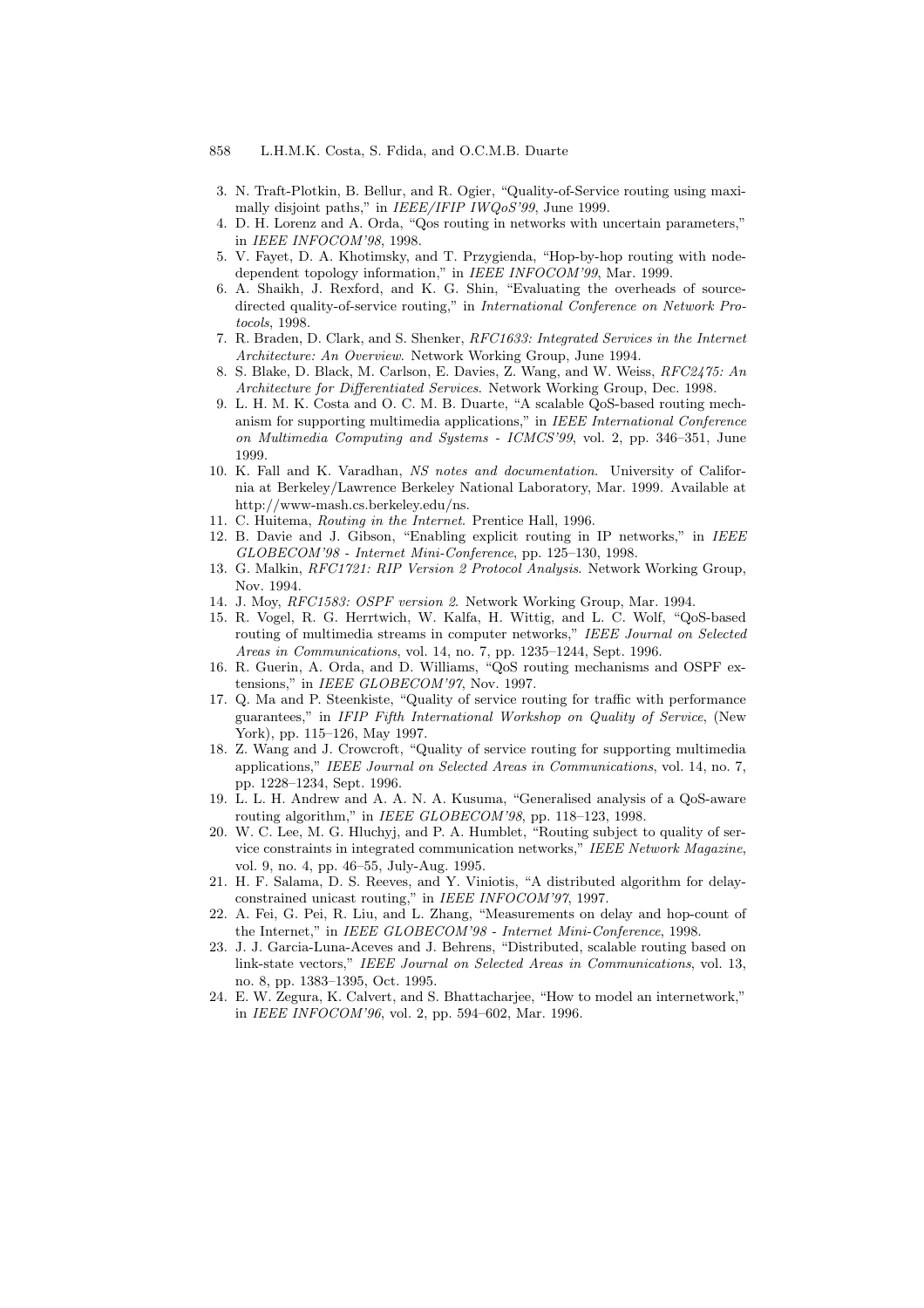3. N. Traft-Plotkin, B. Bellur, and R. Ogier, "Quality-of-Service routing using maximally disjoint paths," in *IEEE/IFIP IWQoS'99*, June 1999.
4. D. H. Lorenz and A. Orda, "Qos routing in networks with uncertain parameters," in *IEEE INFOCOM'98*, 1998.
5. V. Fayet, D. A. Khotimsky, and T. Przygienda, "Hop-by-hop routing with node-dependent topology information," in *IEEE INFOCOM'99*, Mar. 1999.
6. A. Shaikh, J. Rexford, and K. G. Shin, "Evaluating the overheads of source-directed quality-of-service routing," in *International Conference on Network Protocols*, 1998.
7. R. Braden, D. Clark, and S. Shenker, *RFC1633: Integrated Services in the Internet Architecture: An Overview*. Network Working Group, June 1994.
8. S. Blake, D. Black, M. Carlson, E. Davies, Z. Wang, and W. Weiss, *RFC2475: An Architecture for Differentiated Services*. Network Working Group, Dec. 1998.
9. L. H. M. K. Costa and O. C. M. B. Duarte, "A scalable QoS-based routing mechanism for supporting multimedia applications," in *IEEE International Conference on Multimedia Computing and Systems - ICMCS'99*, vol. 2, pp. 346–351, June 1999.
10. K. Fall and K. Varadhan, *NS notes and documentation*. University of California at Berkeley/Lawrence Berkeley National Laboratory, Mar. 1999. Available at http://www-mash.cs.berkeley.edu/ns.
11. C. Huitema, *Routing in the Internet*. Prentice Hall, 1996.
12. B. Davie and J. Gibson, "Enabling explicit routing in IP networks," in *IEEE GLOBECOM'98 - Internet Mini-Conference*, pp. 125–130, 1998.
13. G. Malkin, *RFC1721: RIP Version 2 Protocol Analysis*. Network Working Group, Nov. 1994.
14. J. Moy, *RFC1583: OSPF version 2*. Network Working Group, Mar. 1994.
15. R. Vogel, R. G. Herrtwich, W. Kalfa, H. Wittig, and L. C. Wolf, "QoS-based routing of multimedia streams in computer networks," *IEEE Journal on Selected Areas in Communications*, vol. 14, no. 7, pp. 1235–1244, Sept. 1996.
16. R. Guerin, A. Orda, and D. Williams, "QoS routing mechanisms and OSPF extensions," in *IEEE GLOBECOM'97*, Nov. 1997.
17. Q. Ma and P. Steenkiste, "Quality of service routing for traffic with performance guarantees," in *IFIP Fifth International Workshop on Quality of Service*, (New York), pp. 115–126, May 1997.
18. Z. Wang and J. Crowcroft, "Quality of service routing for supporting multimedia applications," *IEEE Journal on Selected Areas in Communications*, vol. 14, no. 7, pp. 1228–1234, Sept. 1996.
19. L. L. H. Andrew and A. A. N. A. Kusuma, "Generalised analysis of a QoS-aware routing algorithm," in *IEEE GLOBECOM'98*, pp. 118–123, 1998.
20. W. C. Lee, M. G. Hluchyj, and P. A. Humblet, "Routing subject to quality of service constraints in integrated communication networks," *IEEE Network Magazine*, vol. 9, no. 4, pp. 46–55, July-Aug. 1995.
21. H. F. Salama, D. S. Reeves, and Y. Viniotis, "A distributed algorithm for delay-constrained unicast routing," in *IEEE INFOCOM'97*, 1997.
22. A. Fei, G. Pei, R. Liu, and L. Zhang, "Measurements on delay and hop-count of the Internet," in *IEEE GLOBECOM'98 - Internet Mini-Conference*, 1998.
23. J. J. Garcia-Luna-Aceves and J. Behrens, "Distributed, scalable routing based on link-state vectors," *IEEE Journal on Selected Areas in Communications*, vol. 13, no. 8, pp. 1383–1395, Oct. 1995.
24. E. W. Zegura, K. Calvert, and S. Bhattacharjee, "How to model an internetwork," in *IEEE INFOCOM'96*, vol. 2, pp. 594–602, Mar. 1996.